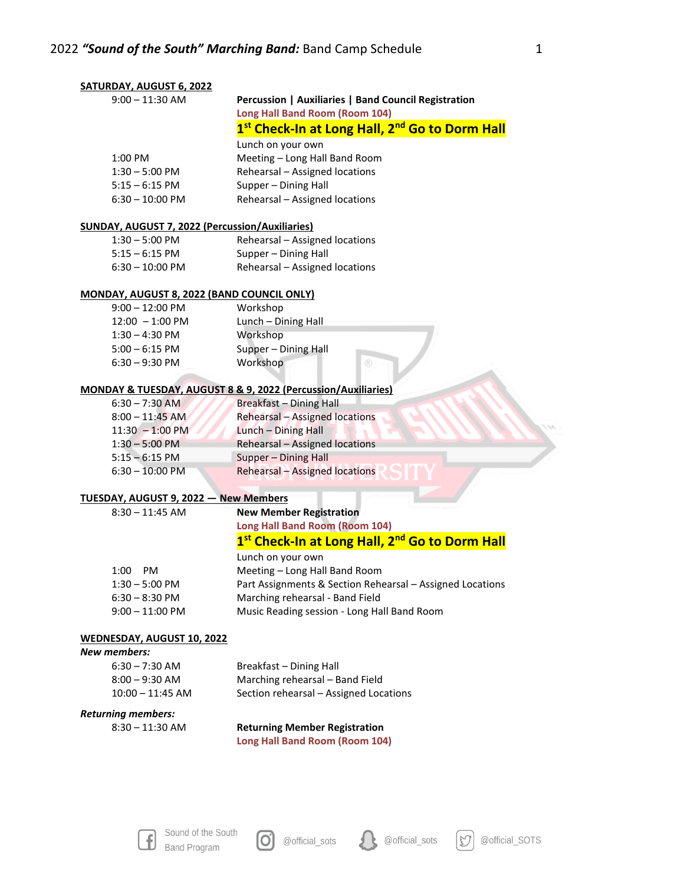# 2022 *"Sound of the South" Marching Band:* Band Camp Schedule

**SATURDAY, AUGUST 6, 2022**

| | |
|---|---|
| 9:00 – 11:30 AM | **Percussion \| Auxiliaries \| Band Council Registration** |
| | **Long Hall Band Room (Room 104)** |
| | **1st Check-In at Long Hall, 2nd Go to Dorm Hall** |
| | Lunch on your own |
| 1:00 PM | Meeting – Long Hall Band Room |
| 1:30 – 5:00 PM | Rehearsal – Assigned locations |
| 5:15 – 6:15 PM | Supper – Dining Hall |
| 6:30 – 10:00 PM | Rehearsal – Assigned locations |

**SUNDAY, AUGUST 7, 2022 (Percussion/Auxiliaries)**

| | |
|---|---|
| 1:30 – 5:00 PM | Rehearsal – Assigned locations |
| 5:15 – 6:15 PM | Supper – Dining Hall |
| 6:30 – 10:00 PM | Rehearsal – Assigned locations |

**MONDAY, AUGUST 8, 2022 (BAND COUNCIL ONLY)**

| | |
|---|---|
| 9:00 – 12:00 PM | Workshop |
| 12:00 – 1:00 PM | Lunch – Dining Hall |
| 1:30 – 4:30 PM | Workshop |
| 5:00 – 6:15 PM | Supper – Dining Hall |
| 6:30 – 9:30 PM | Workshop |

**MONDAY & TUESDAY, AUGUST 8 & 9, 2022 (Percussion/Auxiliaries)**

| | |
|---|---|
| 6:30 – 7:30 AM | Breakfast – Dining Hall |
| 8:00 – 11:45 AM | Rehearsal – Assigned locations |
| 11:30 – 1:00 PM | Lunch – Dining Hall |
| 1:30 – 5:00 PM | Rehearsal – Assigned locations |
| 5:15 – 6:15 PM | Supper – Dining Hall |
| 6:30 – 10:00 PM | Rehearsal – Assigned locations |

**TUESDAY, AUGUST 9, 2022 — New Members**

| | |
|---|---|
| 8:30 – 11:45 AM | **New Member Registration** |
| | **Long Hall Band Room (Room 104)** |
| | **1st Check-In at Long Hall, 2nd Go to Dorm Hall** |
| | Lunch on your own |
| 1:00 PM | Meeting – Long Hall Band Room |
| 1:30 – 5:00 PM | Part Assignments & Section Rehearsal – Assigned Locations |
| 6:30 – 8:30 PM | Marching rehearsal - Band Field |
| 9:00 – 11:00 PM | Music Reading session - Long Hall Band Room |

**WEDNESDAY, AUGUST 10, 2022**

***New members:***

| | |
|---|---|
| 6:30 – 7:30 AM | Breakfast – Dining Hall |
| 8:00 – 9:30 AM | Marching rehearsal – Band Field |
| 10:00 – 11:45 AM | Section rehearsal – Assigned Locations |

***Returning members:***

| | |
|---|---|
| 8:30 – 11:30 AM | **Returning Member Registration** |
| | **Long Hall Band Room (Room 104)** |

Sound of the South Band Program | @official_sots | @official_sots | @official_SOTS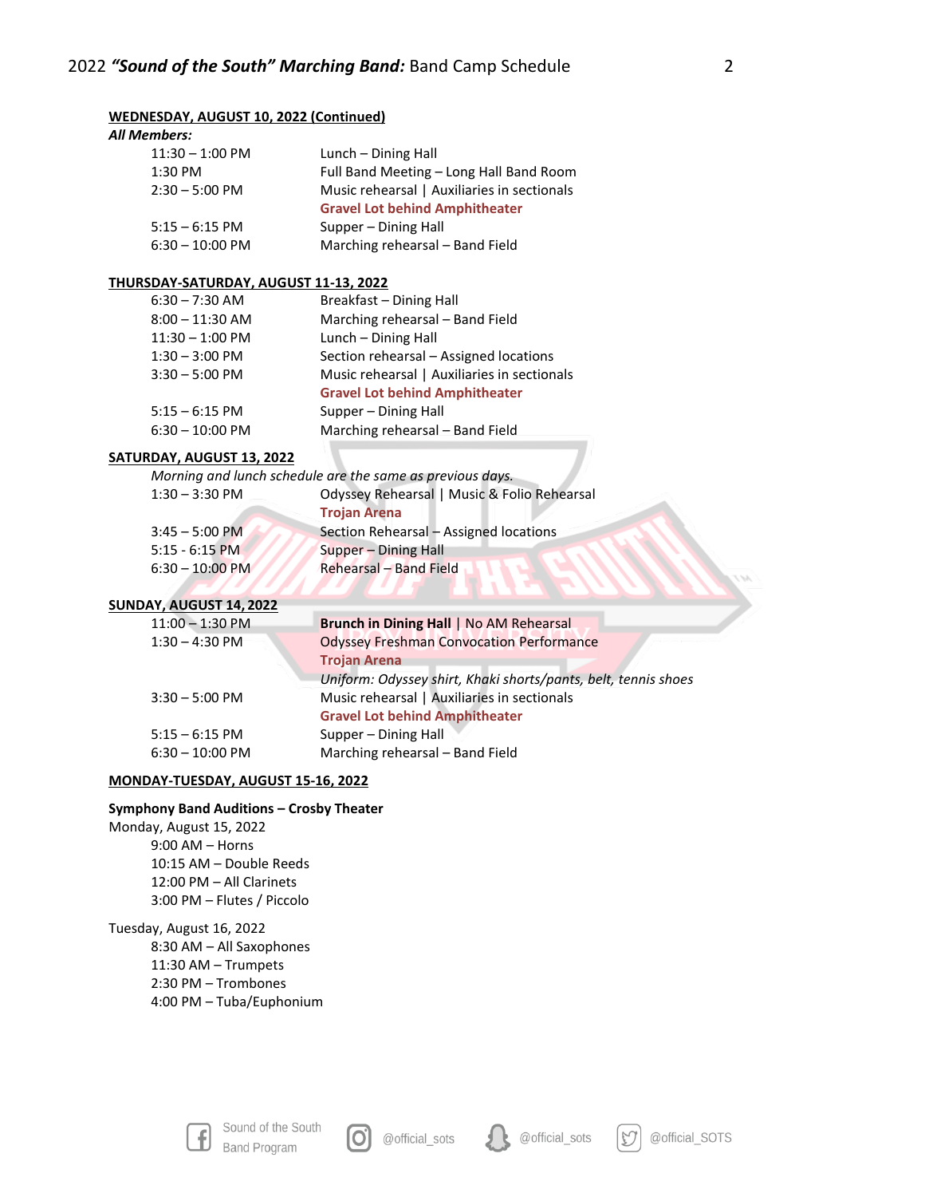**WEDNESDAY, AUGUST 10, 2022 (Continued)**

***All Members:***

| | |
|---|---|
| 11:30 – 1:00 PM | Lunch – Dining Hall |
| 1:30 PM | Full Band Meeting – Long Hall Band Room |
| 2:30 – 5:00 PM | Music rehearsal \| Auxiliaries in sectionals<br>**Gravel Lot behind Amphitheater** |
| 5:15 – 6:15 PM | Supper – Dining Hall |
| 6:30 – 10:00 PM | Marching rehearsal – Band Field |

**THURSDAY-SATURDAY, AUGUST 11-13, 2022**

| | |
|---|---|
| 6:30 – 7:30 AM | Breakfast – Dining Hall |
| 8:00 – 11:30 AM | Marching rehearsal – Band Field |
| 11:30 – 1:00 PM | Lunch – Dining Hall |
| 1:30 – 3:00 PM | Section rehearsal – Assigned locations |
| 3:30 – 5:00 PM | Music rehearsal \| Auxiliaries in sectionals<br>**Gravel Lot behind Amphitheater** |
| 5:15 – 6:15 PM | Supper – Dining Hall |
| 6:30 – 10:00 PM | Marching rehearsal – Band Field |

**SATURDAY, AUGUST 13, 2022**

*Morning and lunch schedule are the same as previous days.*

| | |
|---|---|
| 1:30 – 3:30 PM | Odyssey Rehearsal \| Music & Folio Rehearsal<br>**Trojan Arena** |
| 3:45 – 5:00 PM | Section Rehearsal – Assigned locations |
| 5:15 - 6:15 PM | Supper – Dining Hall |
| 6:30 – 10:00 PM | Rehearsal – Band Field |

**SUNDAY, AUGUST 14, 2022**

| | |
|---|---|
| 11:00 – 1:30 PM | **Brunch in Dining Hall** \| No AM Rehearsal |
| 1:30 – 4:30 PM | Odyssey Freshman Convocation Performance<br>**Trojan Arena**<br>*Uniform: Odyssey shirt, Khaki shorts/pants, belt, tennis shoes* |
| 3:30 – 5:00 PM | Music rehearsal \| Auxiliaries in sectionals<br>**Gravel Lot behind Amphitheater** |
| 5:15 – 6:15 PM | Supper – Dining Hall |
| 6:30 – 10:00 PM | Marching rehearsal – Band Field |

**MONDAY-TUESDAY, AUGUST 15-16, 2022**

**Symphony Band Auditions – Crosby Theater**

Monday, August 15, 2022

- 9:00 AM – Horns
- 10:15 AM – Double Reeds
- 12:00 PM – All Clarinets
- 3:00 PM – Flutes / Piccolo

Tuesday, August 16, 2022

- 8:30 AM – All Saxophones
- 11:30 AM – Trumpets
- 2:30 PM – Trombones
- 4:00 PM – Tuba/Euphonium

Sound of the South Band Program @official_sots @official_sots @official_SOTS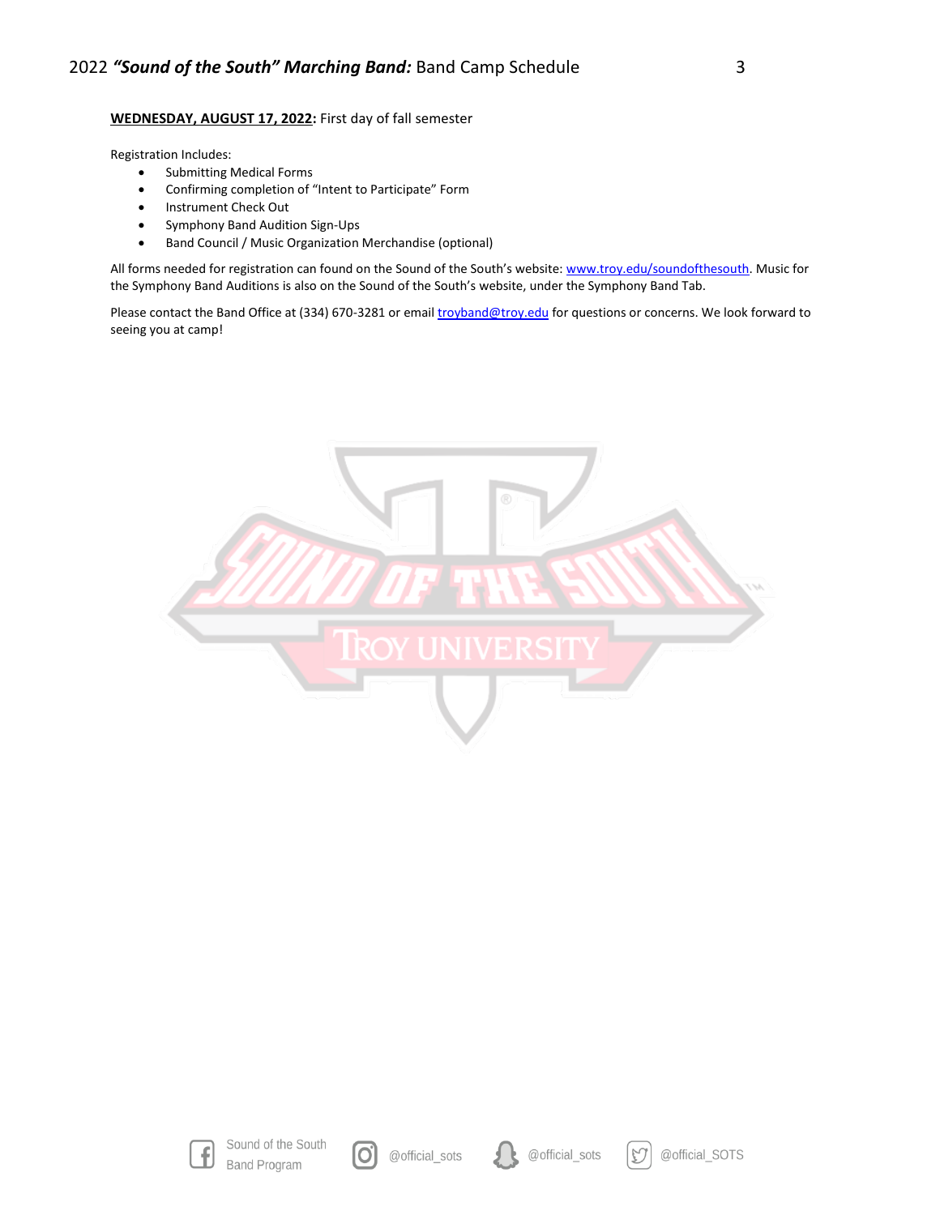**WEDNESDAY, AUGUST 17, 2022:** First day of fall semester

Registration Includes:

- Submitting Medical Forms
- Confirming completion of "Intent to Participate" Form
- Instrument Check Out
- Symphony Band Audition Sign-Ups
- Band Council / Music Organization Merchandise (optional)

All forms needed for registration can found on the Sound of the South's website: www.troy.edu/soundofthesouth. Music for the Symphony Band Auditions is also on the Sound of the South's website, under the Symphony Band Tab.

Please contact the Band Office at (334) 670-3281 or email troyband@troy.edu for questions or concerns. We look forward to seeing you at camp!

Sound of the South Band Program @official_sots @official_sots @official_SOTS